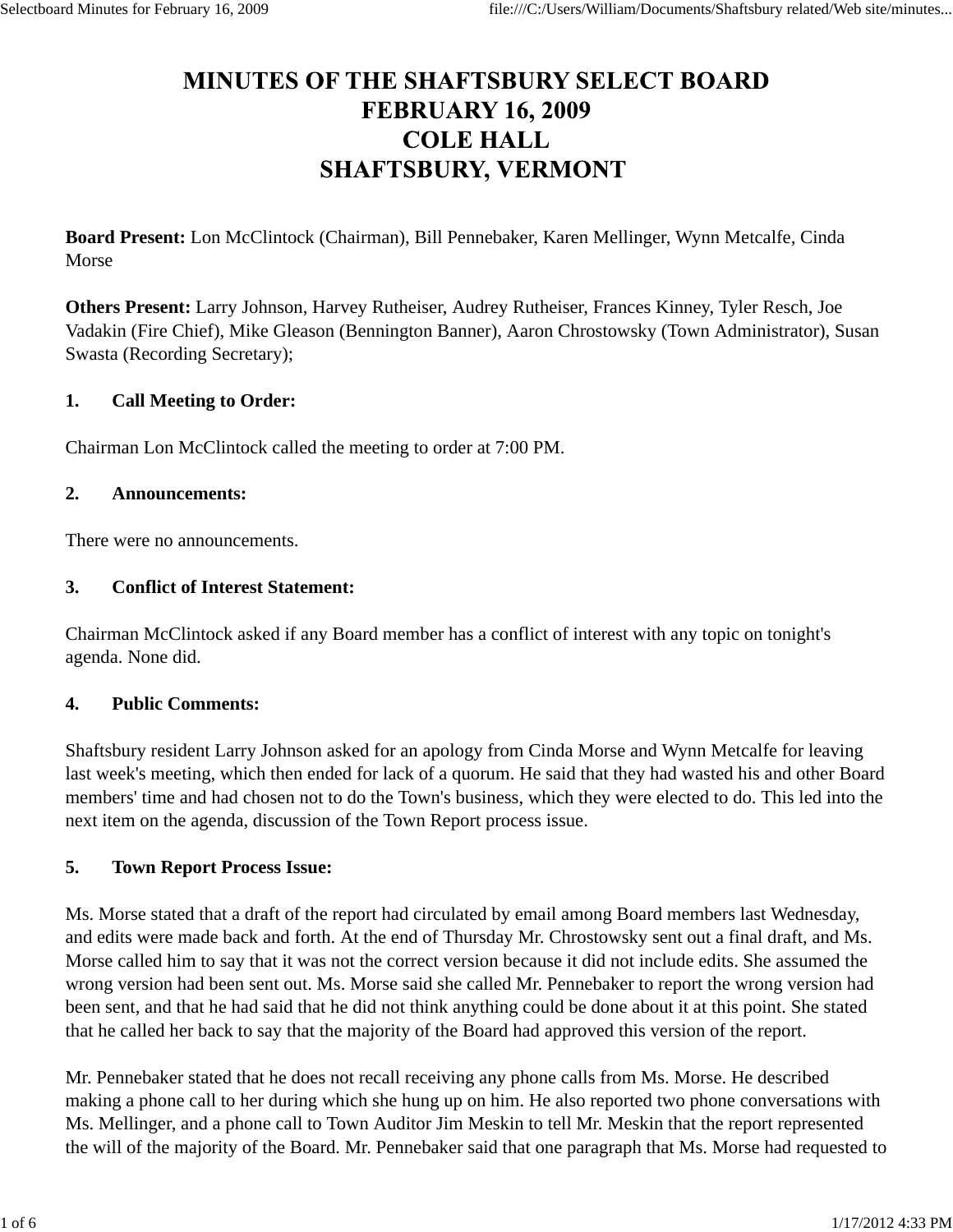# MINUTES OF THE SHAFTSBURY SELECT BOARD
# FEBRUARY 16, 2009
# COLE HALL
# SHAFTSBURY, VERMONT

**Board Present:** Lon McClintock (Chairman), Bill Pennebaker, Karen Mellinger, Wynn Metcalfe, Cinda Morse

**Others Present:** Larry Johnson, Harvey Rutheiser, Audrey Rutheiser, Frances Kinney, Tyler Resch, Joe Vadakin (Fire Chief), Mike Gleason (Bennington Banner), Aaron Chrostowsky (Town Administrator), Susan Swasta (Recording Secretary);

**1. Call Meeting to Order:**

Chairman Lon McClintock called the meeting to order at 7:00 PM.

**2. Announcements:**

There were no announcements.

**3. Conflict of Interest Statement:**

Chairman McClintock asked if any Board member has a conflict of interest with any topic on tonight's agenda. None did.

**4. Public Comments:**

Shaftsbury resident Larry Johnson asked for an apology from Cinda Morse and Wynn Metcalfe for leaving last week's meeting, which then ended for lack of a quorum. He said that they had wasted his and other Board members' time and had chosen not to do the Town's business, which they were elected to do. This led into the next item on the agenda, discussion of the Town Report process issue.

**5. Town Report Process Issue:**

Ms. Morse stated that a draft of the report had circulated by email among Board members last Wednesday, and edits were made back and forth. At the end of Thursday Mr. Chrostowsky sent out a final draft, and Ms. Morse called him to say that it was not the correct version because it did not include edits. She assumed the wrong version had been sent out. Ms. Morse said she called Mr. Pennebaker to report the wrong version had been sent, and that he had said that he did not think anything could be done about it at this point. She stated that he called her back to say that the majority of the Board had approved this version of the report.

Mr. Pennebaker stated that he does not recall receiving any phone calls from Ms. Morse. He described making a phone call to her during which she hung up on him. He also reported two phone conversations with Ms. Mellinger, and a phone call to Town Auditor Jim Meskin to tell Mr. Meskin that the report represented the will of the majority of the Board. Mr. Pennebaker said that one paragraph that Ms. Morse had requested to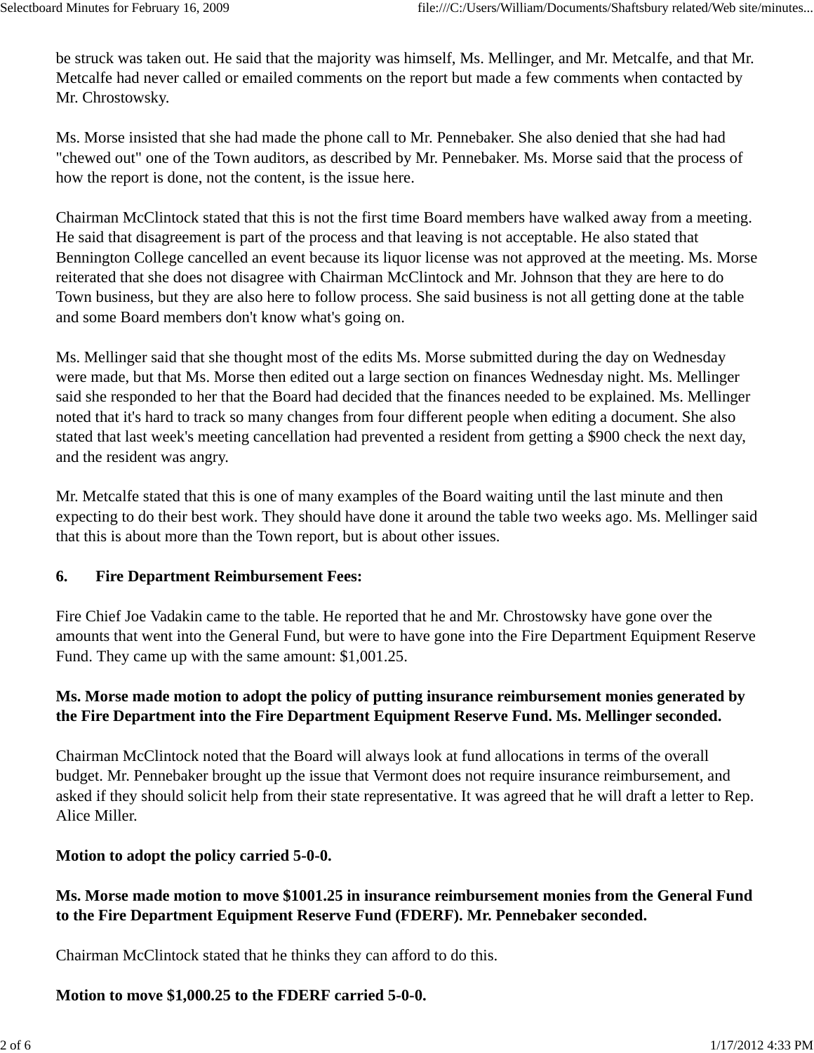be struck was taken out. He said that the majority was himself, Ms. Mellinger, and Mr. Metcalfe, and that Mr. Metcalfe had never called or emailed comments on the report but made a few comments when contacted by Mr. Chrostowsky.

Ms. Morse insisted that she had made the phone call to Mr. Pennebaker. She also denied that she had had "chewed out" one of the Town auditors, as described by Mr. Pennebaker. Ms. Morse said that the process of how the report is done, not the content, is the issue here.

Chairman McClintock stated that this is not the first time Board members have walked away from a meeting. He said that disagreement is part of the process and that leaving is not acceptable. He also stated that Bennington College cancelled an event because its liquor license was not approved at the meeting. Ms. Morse reiterated that she does not disagree with Chairman McClintock and Mr. Johnson that they are here to do Town business, but they are also here to follow process. She said business is not all getting done at the table and some Board members don't know what's going on.

Ms. Mellinger said that she thought most of the edits Ms. Morse submitted during the day on Wednesday were made, but that Ms. Morse then edited out a large section on finances Wednesday night. Ms. Mellinger said she responded to her that the Board had decided that the finances needed to be explained. Ms. Mellinger noted that it's hard to track so many changes from four different people when editing a document. She also stated that last week's meeting cancellation had prevented a resident from getting a $900 check the next day, and the resident was angry.

Mr. Metcalfe stated that this is one of many examples of the Board waiting until the last minute and then expecting to do their best work. They should have done it around the table two weeks ago. Ms. Mellinger said that this is about more than the Town report, but is about other issues.

**6. Fire Department Reimbursement Fees:**

Fire Chief Joe Vadakin came to the table. He reported that he and Mr. Chrostowsky have gone over the amounts that went into the General Fund, but were to have gone into the Fire Department Equipment Reserve Fund. They came up with the same amount: $1,001.25.

**Ms. Morse made motion to adopt the policy of putting insurance reimbursement monies generated by the Fire Department into the Fire Department Equipment Reserve Fund. Ms. Mellinger seconded.**

Chairman McClintock noted that the Board will always look at fund allocations in terms of the overall budget. Mr. Pennebaker brought up the issue that Vermont does not require insurance reimbursement, and asked if they should solicit help from their state representative. It was agreed that he will draft a letter to Rep. Alice Miller.

**Motion to adopt the policy carried 5-0-0.**

**Ms. Morse made motion to move $1001.25 in insurance reimbursement monies from the General Fund to the Fire Department Equipment Reserve Fund (FDERF). Mr. Pennebaker seconded.**

Chairman McClintock stated that he thinks they can afford to do this.

**Motion to move $1,000.25 to the FDERF carried 5-0-0.**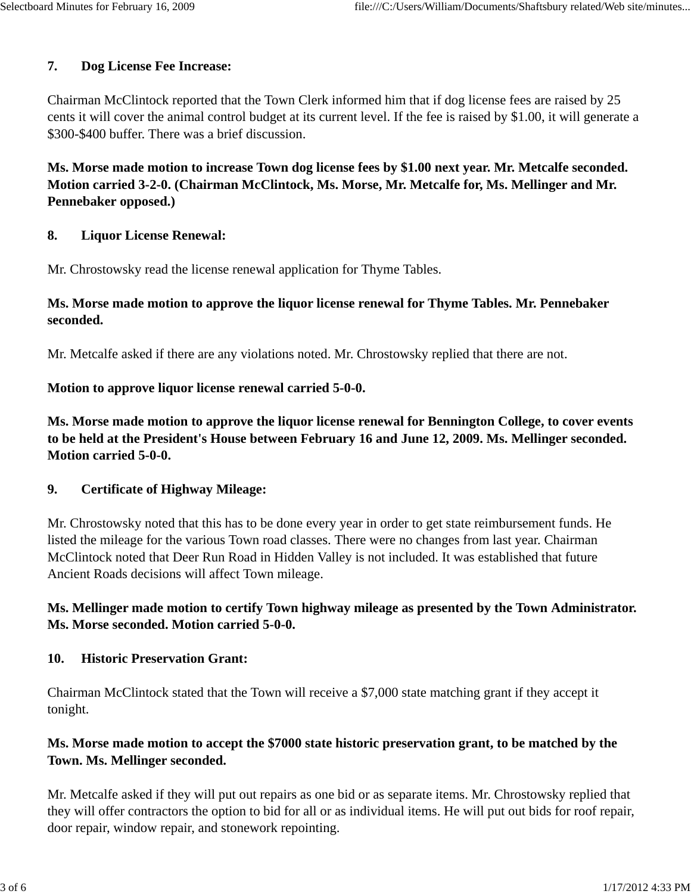**7. Dog License Fee Increase:**

Chairman McClintock reported that the Town Clerk informed him that if dog license fees are raised by 25 cents it will cover the animal control budget at its current level. If the fee is raised by $1.00, it will generate a $300-$400 buffer. There was a brief discussion.

**Ms. Morse made motion to increase Town dog license fees by $1.00 next year. Mr. Metcalfe seconded. Motion carried 3-2-0. (Chairman McClintock, Ms. Morse, Mr. Metcalfe for, Ms. Mellinger and Mr. Pennebaker opposed.)**

**8. Liquor License Renewal:**

Mr. Chrostowsky read the license renewal application for Thyme Tables.

**Ms. Morse made motion to approve the liquor license renewal for Thyme Tables. Mr. Pennebaker seconded.**

Mr. Metcalfe asked if there are any violations noted. Mr. Chrostowsky replied that there are not.

**Motion to approve liquor license renewal carried 5-0-0.**

**Ms. Morse made motion to approve the liquor license renewal for Bennington College, to cover events to be held at the President's House between February 16 and June 12, 2009. Ms. Mellinger seconded. Motion carried 5-0-0.**

**9. Certificate of Highway Mileage:**

Mr. Chrostowsky noted that this has to be done every year in order to get state reimbursement funds. He listed the mileage for the various Town road classes. There were no changes from last year. Chairman McClintock noted that Deer Run Road in Hidden Valley is not included. It was established that future Ancient Roads decisions will affect Town mileage.

**Ms. Mellinger made motion to certify Town highway mileage as presented by the Town Administrator. Ms. Morse seconded. Motion carried 5-0-0.**

**10. Historic Preservation Grant:**

Chairman McClintock stated that the Town will receive a $7,000 state matching grant if they accept it tonight.

**Ms. Morse made motion to accept the $7000 state historic preservation grant, to be matched by the Town. Ms. Mellinger seconded.**

Mr. Metcalfe asked if they will put out repairs as one bid or as separate items. Mr. Chrostowsky replied that they will offer contractors the option to bid for all or as individual items. He will put out bids for roof repair, door repair, window repair, and stonework repointing.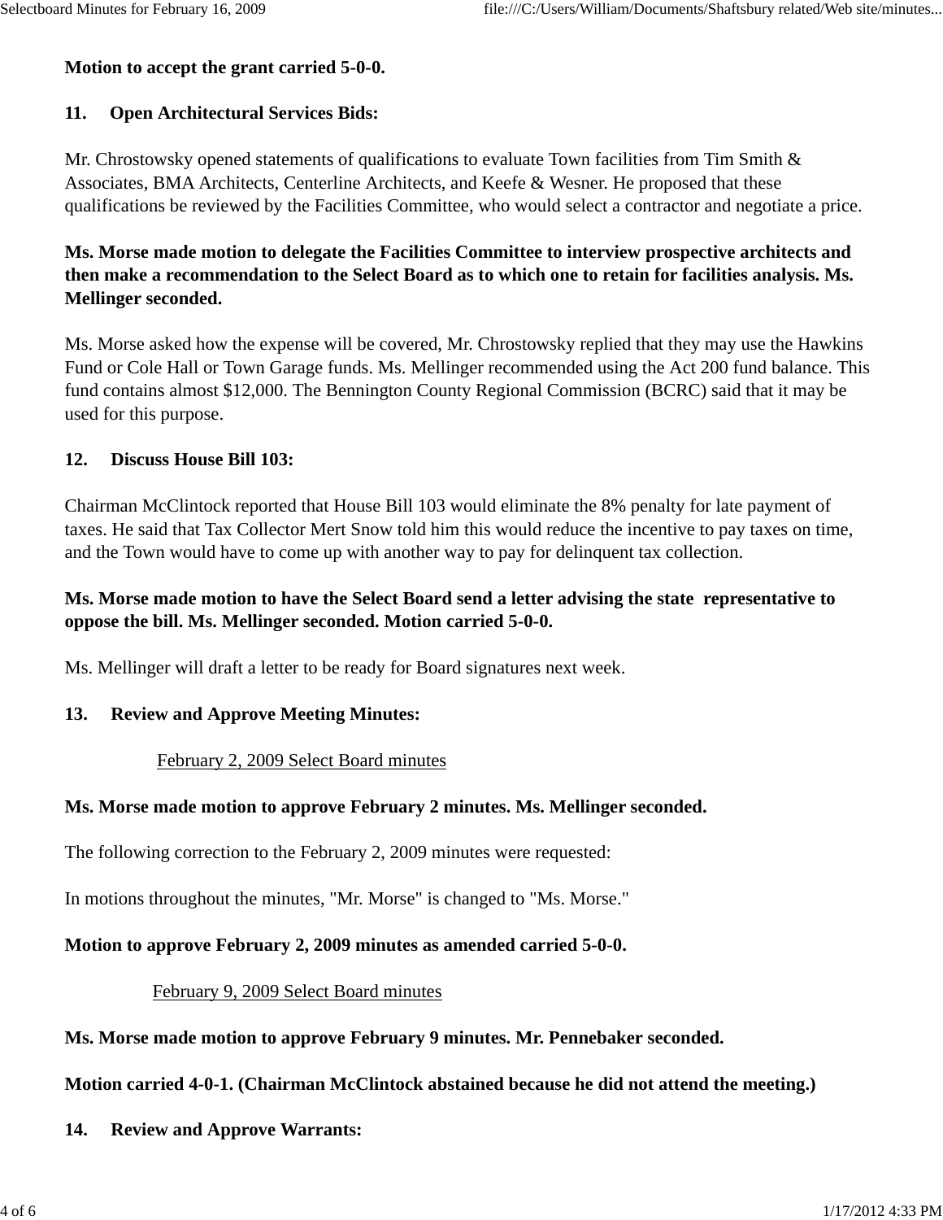**Motion to accept the grant carried 5-0-0.**

**11. Open Architectural Services Bids:**

Mr. Chrostowsky opened statements of qualifications to evaluate Town facilities from Tim Smith & Associates, BMA Architects, Centerline Architects, and Keefe & Wesner. He proposed that these qualifications be reviewed by the Facilities Committee, who would select a contractor and negotiate a price.

**Ms. Morse made motion to delegate the Facilities Committee to interview prospective architects and then make a recommendation to the Select Board as to which one to retain for facilities analysis. Ms. Mellinger seconded.**

Ms. Morse asked how the expense will be covered, Mr. Chrostowsky replied that they may use the Hawkins Fund or Cole Hall or Town Garage funds. Ms. Mellinger recommended using the Act 200 fund balance. This fund contains almost $12,000. The Bennington County Regional Commission (BCRC) said that it may be used for this purpose.

**12. Discuss House Bill 103:**

Chairman McClintock reported that House Bill 103 would eliminate the 8% penalty for late payment of taxes. He said that Tax Collector Mert Snow told him this would reduce the incentive to pay taxes on time, and the Town would have to come up with another way to pay for delinquent tax collection.

**Ms. Morse made motion to have the Select Board send a letter advising the state representative to oppose the bill. Ms. Mellinger seconded. Motion carried 5-0-0.**

Ms. Mellinger will draft a letter to be ready for Board signatures next week.

**13. Review and Approve Meeting Minutes:**

February 2, 2009 Select Board minutes

**Ms. Morse made motion to approve February 2 minutes. Ms. Mellinger seconded.**

The following correction to the February 2, 2009 minutes were requested:

In motions throughout the minutes, "Mr. Morse" is changed to "Ms. Morse."

**Motion to approve February 2, 2009 minutes as amended carried 5-0-0.**

February 9, 2009 Select Board minutes

**Ms. Morse made motion to approve February 9 minutes. Mr. Pennebaker seconded.**

**Motion carried 4-0-1. (Chairman McClintock abstained because he did not attend the meeting.)**

**14. Review and Approve Warrants:**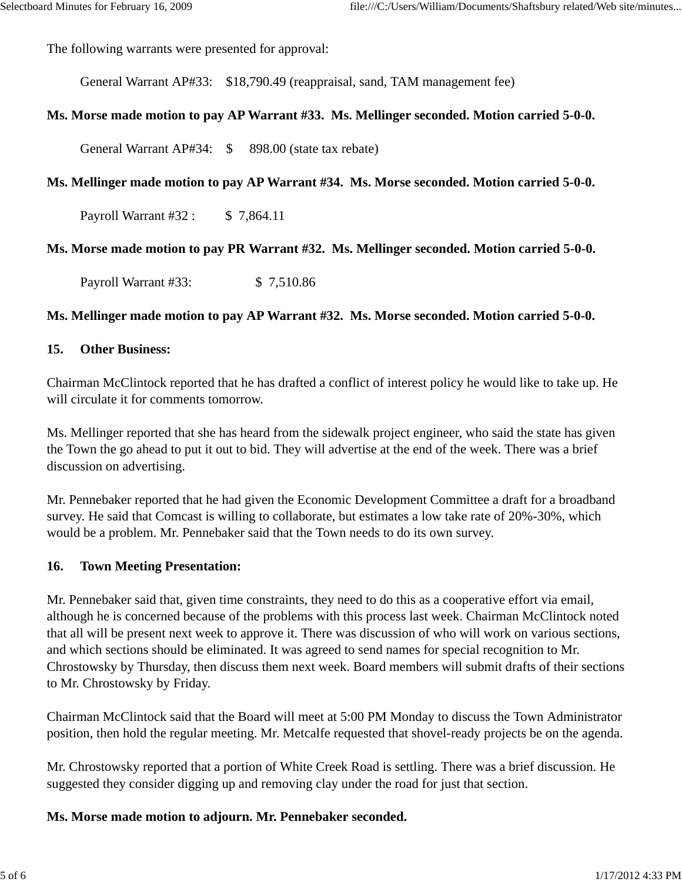The following warrants were presented for approval:

General Warrant AP#33: $18,790.49 (reappraisal, sand, TAM management fee)

**Ms. Morse made motion to pay AP Warrant #33. Ms. Mellinger seconded. Motion carried 5-0-0.**

General Warrant AP#34: $ 898.00 (state tax rebate)

**Ms. Mellinger made motion to pay AP Warrant #34. Ms. Morse seconded. Motion carried 5-0-0.**

Payroll Warrant #32 : $ 7,864.11

**Ms. Morse made motion to pay PR Warrant #32. Ms. Mellinger seconded. Motion carried 5-0-0.**

Payroll Warrant #33: $ 7,510.86

**Ms. Mellinger made motion to pay AP Warrant #32. Ms. Morse seconded. Motion carried 5-0-0.**

**15. Other Business:**

Chairman McClintock reported that he has drafted a conflict of interest policy he would like to take up. He will circulate it for comments tomorrow.

Ms. Mellinger reported that she has heard from the sidewalk project engineer, who said the state has given the Town the go ahead to put it out to bid. They will advertise at the end of the week. There was a brief discussion on advertising.

Mr. Pennebaker reported that he had given the Economic Development Committee a draft for a broadband survey. He said that Comcast is willing to collaborate, but estimates a low take rate of 20%-30%, which would be a problem. Mr. Pennebaker said that the Town needs to do its own survey.

**16. Town Meeting Presentation:**

Mr. Pennebaker said that, given time constraints, they need to do this as a cooperative effort via email, although he is concerned because of the problems with this process last week. Chairman McClintock noted that all will be present next week to approve it. There was discussion of who will work on various sections, and which sections should be eliminated. It was agreed to send names for special recognition to Mr. Chrostowsky by Thursday, then discuss them next week. Board members will submit drafts of their sections to Mr. Chrostowsky by Friday.

Chairman McClintock said that the Board will meet at 5:00 PM Monday to discuss the Town Administrator position, then hold the regular meeting. Mr. Metcalfe requested that shovel-ready projects be on the agenda.

Mr. Chrostowsky reported that a portion of White Creek Road is settling. There was a brief discussion. He suggested they consider digging up and removing clay under the road for just that section.

**Ms. Morse made motion to adjourn. Mr. Pennebaker seconded.**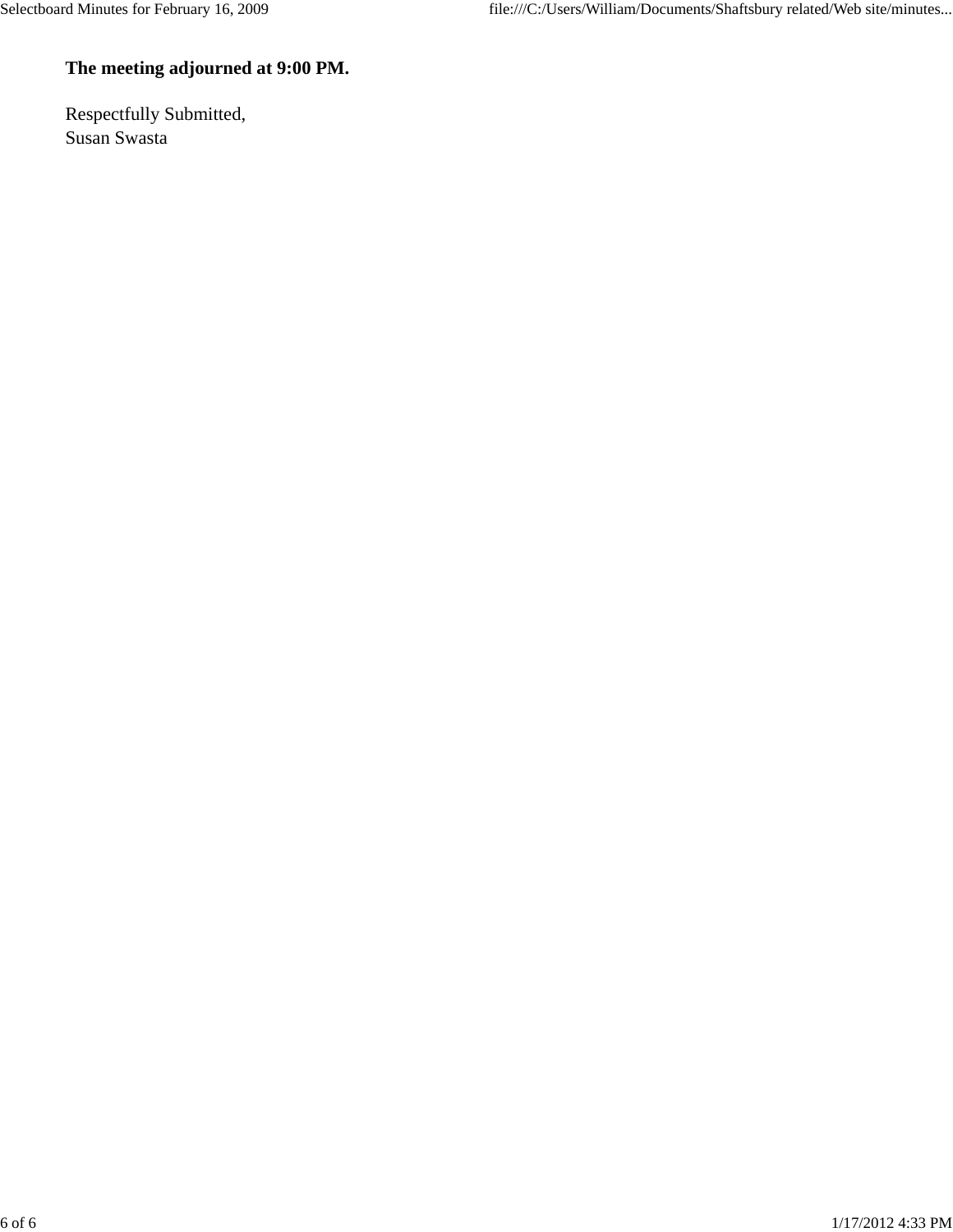**The meeting adjourned at 9:00 PM.**

Respectfully Submitted,
Susan Swasta